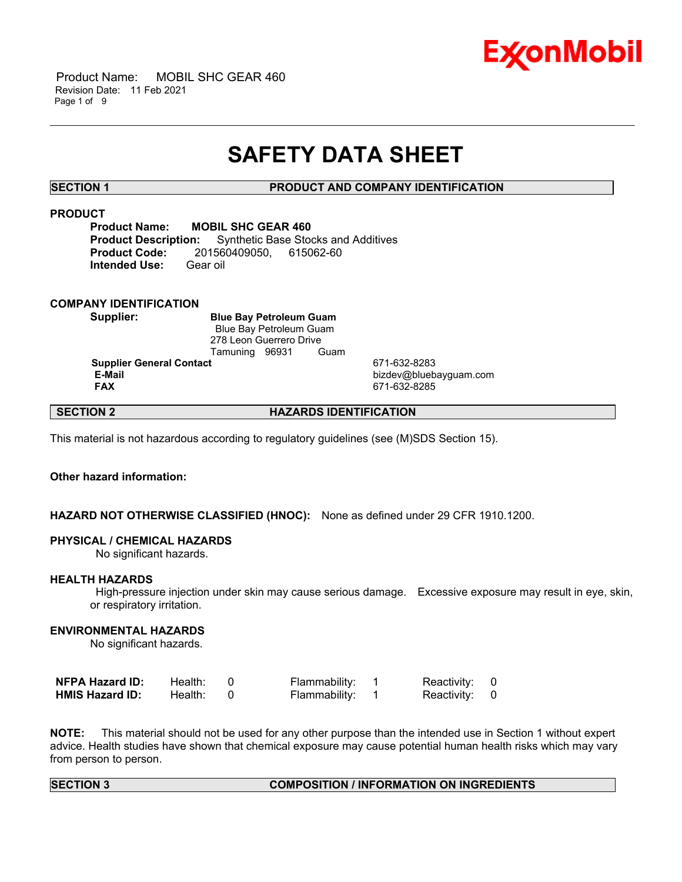# SAFETY DATA SHEET

## SECTION 1 PRODUCT AND COMPANY IDENTIFICATION

### PRODUCT

**Product Name:** **MOBIL SHC GEAR 460**
**Product Description:** Synthetic Base Stocks and Additives
**Product Code:** 201560409050, 615062-60
**Intended Use:** Gear oil

### COMPANY IDENTIFICATION

**Supplier:** **Blue Bay Petroleum Guam**
Blue Bay Petroleum Guam
278 Leon Guerrero Drive
Tamuning 96931 Guam

| | |
|---|---|
| **Supplier General Contact** | 671-632-8283 |
| **E-Mail** | bizdev@bluebayguam.com |
| **FAX** | 671-632-8285 |

## SECTION 2 HAZARDS IDENTIFICATION

This material is not hazardous according to regulatory guidelines (see (M)SDS Section 15).

**Other hazard information:**

**HAZARD NOT OTHERWISE CLASSIFIED (HNOC):** None as defined under 29 CFR 1910.1200.

**PHYSICAL / CHEMICAL HAZARDS**
No significant hazards.

**HEALTH HAZARDS**
High-pressure injection under skin may cause serious damage. Excessive exposure may result in eye, skin, or respiratory irritation.

**ENVIRONMENTAL HAZARDS**
No significant hazards.

| | | | |
|---|---|---|---|
| **NFPA Hazard ID:** | Health: 0 | Flammability: 1 | Reactivity: 0 |
| **HMIS Hazard ID:** | Health: 0 | Flammability: 1 | Reactivity: 0 |

**NOTE:** This material should not be used for any other purpose than the intended use in Section 1 without expert advice. Health studies have shown that chemical exposure may cause potential human health risks which may vary from person to person.

## SECTION 3 COMPOSITION / INFORMATION ON INGREDIENTS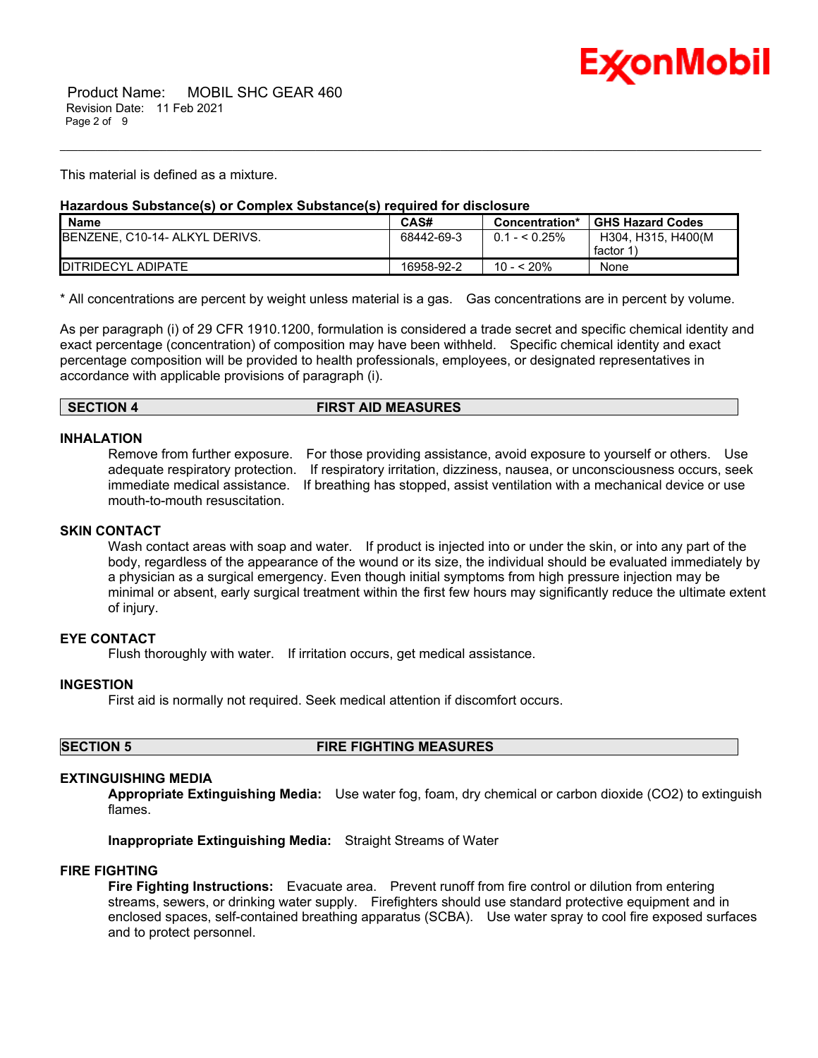This material is defined as a mixture.

**Hazardous Substance(s) or Complex Substance(s) required for disclosure**

| Name | CAS# | Concentration* | GHS Hazard Codes |
|---|---|---|---|
| BENZENE, C10-14- ALKYL DERIVS. | 68442-69-3 | 0.1 - < 0.25% | H304, H315, H400(M factor 1) |
| DITRIDECYL ADIPATE | 16958-92-2 | 10 - < 20% | None |

* All concentrations are percent by weight unless material is a gas. Gas concentrations are in percent by volume.

As per paragraph (i) of 29 CFR 1910.1200, formulation is considered a trade secret and specific chemical identity and exact percentage (concentration) of composition may have been withheld. Specific chemical identity and exact percentage composition will be provided to health professionals, employees, or designated representatives in accordance with applicable provisions of paragraph (i).

## SECTION 4 FIRST AID MEASURES

### INHALATION

Remove from further exposure. For those providing assistance, avoid exposure to yourself or others. Use adequate respiratory protection. If respiratory irritation, dizziness, nausea, or unconsciousness occurs, seek immediate medical assistance. If breathing has stopped, assist ventilation with a mechanical device or use mouth-to-mouth resuscitation.

### SKIN CONTACT

Wash contact areas with soap and water. If product is injected into or under the skin, or into any part of the body, regardless of the appearance of the wound or its size, the individual should be evaluated immediately by a physician as a surgical emergency. Even though initial symptoms from high pressure injection may be minimal or absent, early surgical treatment within the first few hours may significantly reduce the ultimate extent of injury.

### EYE CONTACT

Flush thoroughly with water. If irritation occurs, get medical assistance.

### INGESTION

First aid is normally not required. Seek medical attention if discomfort occurs.

## SECTION 5 FIRE FIGHTING MEASURES

### EXTINGUISHING MEDIA

**Appropriate Extinguishing Media:** Use water fog, foam, dry chemical or carbon dioxide ($CO_2$) to extinguish flames.

**Inappropriate Extinguishing Media:** Straight Streams of Water

### FIRE FIGHTING

**Fire Fighting Instructions:** Evacuate area. Prevent runoff from fire control or dilution from entering streams, sewers, or drinking water supply. Firefighters should use standard protective equipment and in enclosed spaces, self-contained breathing apparatus (SCBA). Use water spray to cool fire exposed surfaces and to protect personnel.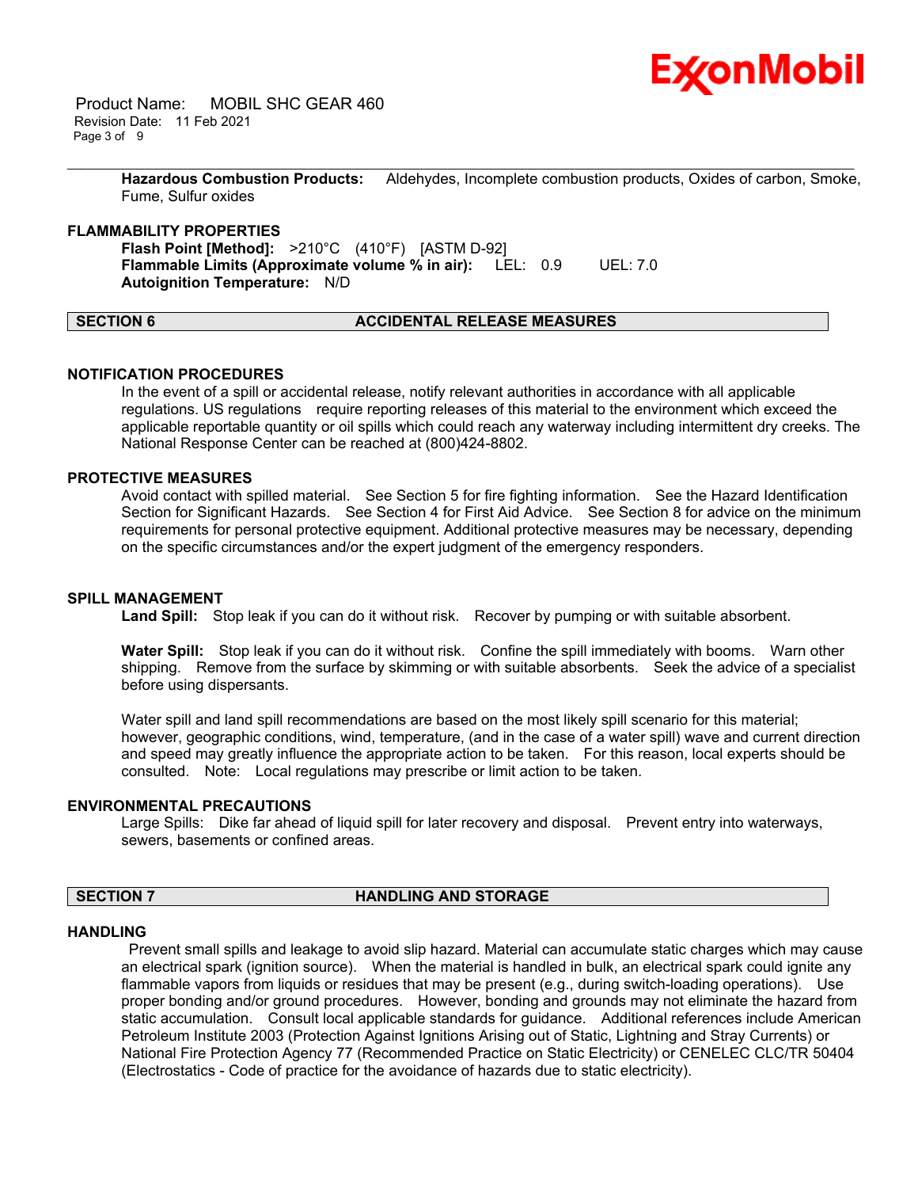**Hazardous Combustion Products:** Aldehydes, Incomplete combustion products, Oxides of carbon, Smoke, Fume, Sulfur oxides

### FLAMMABILITY PROPERTIES

**Flash Point [Method]:** >210°C (410°F) [ASTM D-92]
**Flammable Limits (Approximate volume % in air):** LEL: 0.9 UEL: 7.0
**Autoignition Temperature:** N/D

## SECTION 6 ACCIDENTAL RELEASE MEASURES

### NOTIFICATION PROCEDURES

In the event of a spill or accidental release, notify relevant authorities in accordance with all applicable regulations. US regulations require reporting releases of this material to the environment which exceed the applicable reportable quantity or oil spills which could reach any waterway including intermittent dry creeks. The National Response Center can be reached at (800)424-8802.

### PROTECTIVE MEASURES

Avoid contact with spilled material. See Section 5 for fire fighting information. See the Hazard Identification Section for Significant Hazards. See Section 4 for First Aid Advice. See Section 8 for advice on the minimum requirements for personal protective equipment. Additional protective measures may be necessary, depending on the specific circumstances and/or the expert judgment of the emergency responders.

### SPILL MANAGEMENT

**Land Spill:** Stop leak if you can do it without risk. Recover by pumping or with suitable absorbent.

**Water Spill:** Stop leak if you can do it without risk. Confine the spill immediately with booms. Warn other shipping. Remove from the surface by skimming or with suitable absorbents. Seek the advice of a specialist before using dispersants.

Water spill and land spill recommendations are based on the most likely spill scenario for this material; however, geographic conditions, wind, temperature, (and in the case of a water spill) wave and current direction and speed may greatly influence the appropriate action to be taken. For this reason, local experts should be consulted. Note: Local regulations may prescribe or limit action to be taken.

### ENVIRONMENTAL PRECAUTIONS

Large Spills: Dike far ahead of liquid spill for later recovery and disposal. Prevent entry into waterways, sewers, basements or confined areas.

## SECTION 7 HANDLING AND STORAGE

### HANDLING

Prevent small spills and leakage to avoid slip hazard. Material can accumulate static charges which may cause an electrical spark (ignition source). When the material is handled in bulk, an electrical spark could ignite any flammable vapors from liquids or residues that may be present (e.g., during switch-loading operations). Use proper bonding and/or ground procedures. However, bonding and grounds may not eliminate the hazard from static accumulation. Consult local applicable standards for guidance. Additional references include American Petroleum Institute 2003 (Protection Against Ignitions Arising out of Static, Lightning and Stray Currents) or National Fire Protection Agency 77 (Recommended Practice on Static Electricity) or CENELEC CLC/TR 50404 (Electrostatics - Code of practice for the avoidance of hazards due to static electricity).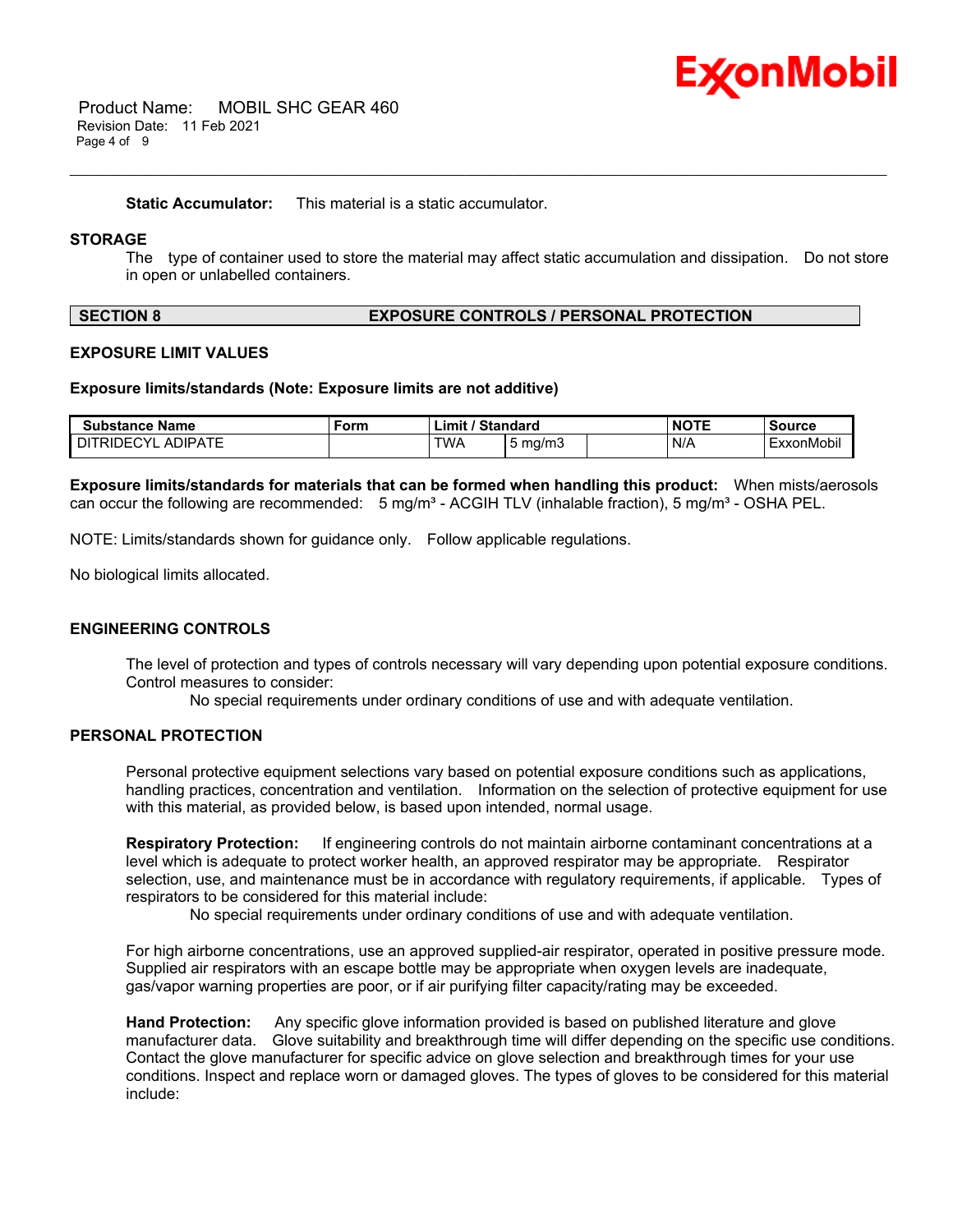**Static Accumulator:** This material is a static accumulator.

### STORAGE

The type of container used to store the material may affect static accumulation and dissipation. Do not store in open or unlabelled containers.

## SECTION 8 EXPOSURE CONTROLS / PERSONAL PROTECTION

### EXPOSURE LIMIT VALUES

**Exposure limits/standards (Note: Exposure limits are not additive)**

| Substance Name | Form | Limit / Standard | | | NOTE | Source |
|---|---|---|---|---|---|---|
| DITRIDECYL ADIPATE | | TWA | 5 mg/m3 | | N/A | ExxonMobil |

**Exposure limits/standards for materials that can be formed when handling this product:** When mists/aerosols can occur the following are recommended: 5 mg/m³ - ACGIH TLV (inhalable fraction), 5 mg/m³ - OSHA PEL.

NOTE: Limits/standards shown for guidance only. Follow applicable regulations.

No biological limits allocated.

### ENGINEERING CONTROLS

The level of protection and types of controls necessary will vary depending upon potential exposure conditions. Control measures to consider:

No special requirements under ordinary conditions of use and with adequate ventilation.

### PERSONAL PROTECTION

Personal protective equipment selections vary based on potential exposure conditions such as applications, handling practices, concentration and ventilation. Information on the selection of protective equipment for use with this material, as provided below, is based upon intended, normal usage.

**Respiratory Protection:** If engineering controls do not maintain airborne contaminant concentrations at a level which is adequate to protect worker health, an approved respirator may be appropriate. Respirator selection, use, and maintenance must be in accordance with regulatory requirements, if applicable. Types of respirators to be considered for this material include:

No special requirements under ordinary conditions of use and with adequate ventilation.

For high airborne concentrations, use an approved supplied-air respirator, operated in positive pressure mode. Supplied air respirators with an escape bottle may be appropriate when oxygen levels are inadequate, gas/vapor warning properties are poor, or if air purifying filter capacity/rating may be exceeded.

**Hand Protection:** Any specific glove information provided is based on published literature and glove manufacturer data. Glove suitability and breakthrough time will differ depending on the specific use conditions. Contact the glove manufacturer for specific advice on glove selection and breakthrough times for your use conditions. Inspect and replace worn or damaged gloves. The types of gloves to be considered for this material include: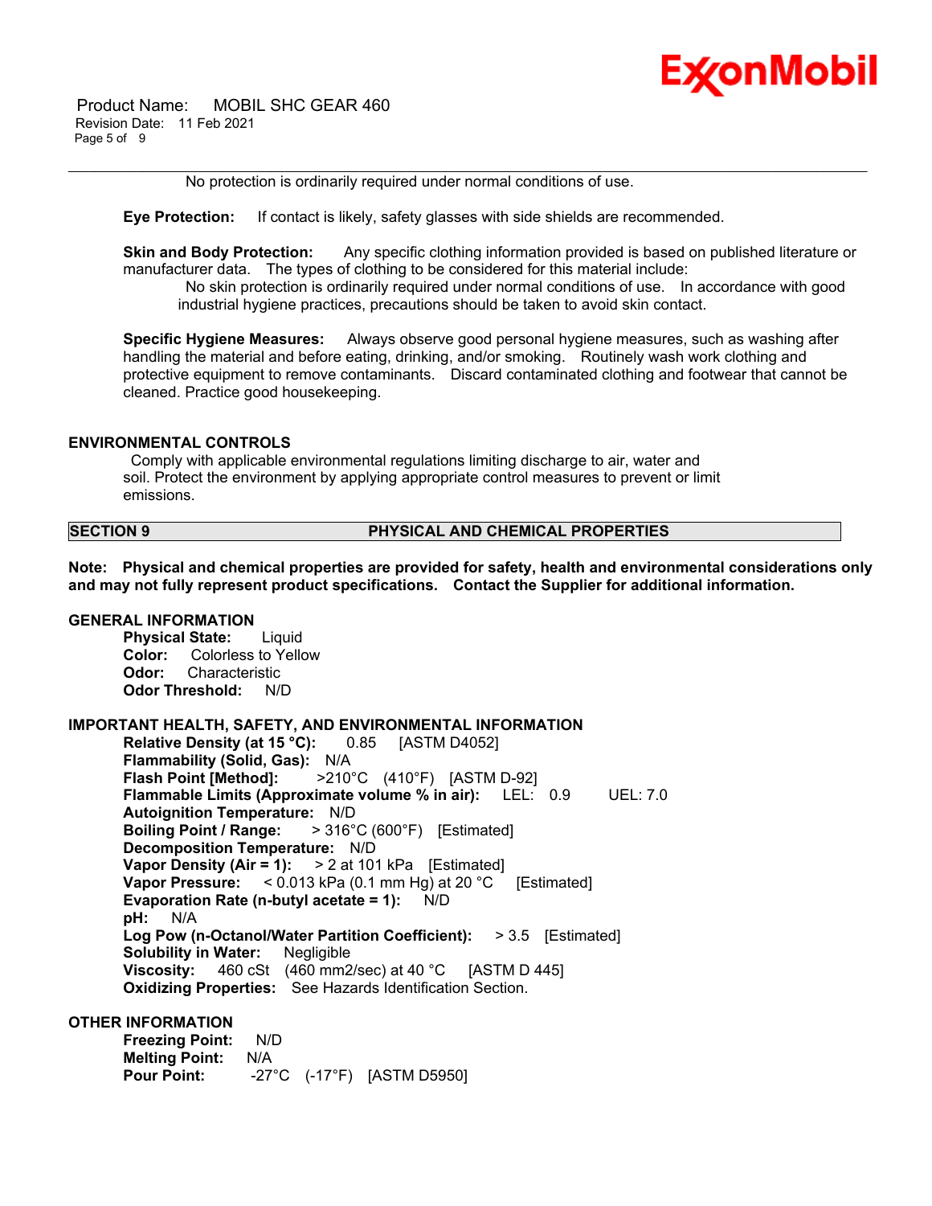No protection is ordinarily required under normal conditions of use.

**Eye Protection:** If contact is likely, safety glasses with side shields are recommended.

**Skin and Body Protection:** Any specific clothing information provided is based on published literature or manufacturer data. The types of clothing to be considered for this material include:

No skin protection is ordinarily required under normal conditions of use. In accordance with good industrial hygiene practices, precautions should be taken to avoid skin contact.

**Specific Hygiene Measures:** Always observe good personal hygiene measures, such as washing after handling the material and before eating, drinking, and/or smoking. Routinely wash work clothing and protective equipment to remove contaminants. Discard contaminated clothing and footwear that cannot be cleaned. Practice good housekeeping.

### ENVIRONMENTAL CONTROLS

Comply with applicable environmental regulations limiting discharge to air, water and soil. Protect the environment by applying appropriate control measures to prevent or limit emissions.

## SECTION 9 PHYSICAL AND CHEMICAL PROPERTIES

**Note: Physical and chemical properties are provided for safety, health and environmental considerations only and may not fully represent product specifications. Contact the Supplier for additional information.**

### GENERAL INFORMATION

**Physical State:** Liquid
**Color:** Colorless to Yellow
**Odor:** Characteristic
**Odor Threshold:** N/D

### IMPORTANT HEALTH, SAFETY, AND ENVIRONMENTAL INFORMATION

**Relative Density (at 15 °C):** 0.85 [ASTM D4052]
**Flammability (Solid, Gas):** N/A
**Flash Point [Method]:** >210°C (410°F) [ASTM D-92]
**Flammable Limits (Approximate volume % in air):** LEL: 0.9 UEL: 7.0
**Autoignition Temperature:** N/D
**Boiling Point / Range:** > 316°C (600°F) [Estimated]
**Decomposition Temperature:** N/D
**Vapor Density (Air = 1):** > 2 at 101 kPa [Estimated]
**Vapor Pressure:** < 0.013 kPa (0.1 mm Hg) at 20 °C [Estimated]
**Evaporation Rate (n-butyl acetate = 1):** N/D
**pH:** N/A
**Log Pow (n-Octanol/Water Partition Coefficient):** > 3.5 [Estimated]
**Solubility in Water:** Negligible
**Viscosity:** 460 cSt (460 mm2/sec) at 40 °C [ASTM D 445]
**Oxidizing Properties:** See Hazards Identification Section.

### OTHER INFORMATION

**Freezing Point:** N/D
**Melting Point:** N/A
**Pour Point:** -27°C (-17°F) [ASTM D5950]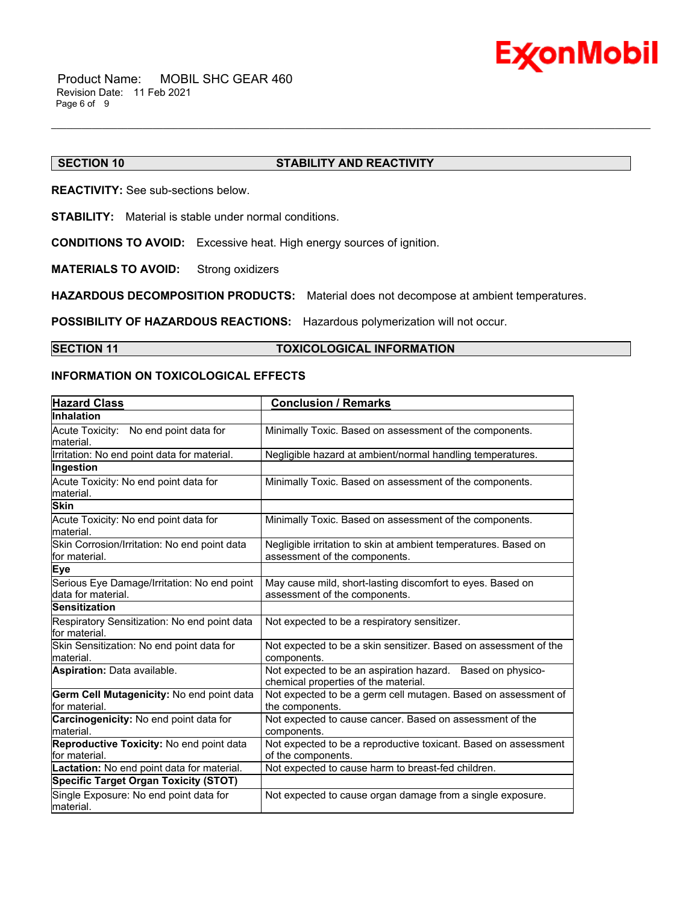## SECTION 10 STABILITY AND REACTIVITY

**REACTIVITY:** See sub-sections below.

**STABILITY:** Material is stable under normal conditions.

**CONDITIONS TO AVOID:** Excessive heat. High energy sources of ignition.

**MATERIALS TO AVOID:** Strong oxidizers

**HAZARDOUS DECOMPOSITION PRODUCTS:** Material does not decompose at ambient temperatures.

**POSSIBILITY OF HAZARDOUS REACTIONS:** Hazardous polymerization will not occur.

## SECTION 11 TOXICOLOGICAL INFORMATION

### INFORMATION ON TOXICOLOGICAL EFFECTS

| Hazard Class | Conclusion / Remarks |
|---|---|
| **Inhalation** | |
| Acute Toxicity: No end point data for material. | Minimally Toxic. Based on assessment of the components. |
| Irritation: No end point data for material. | Negligible hazard at ambient/normal handling temperatures. |
| **Ingestion** | |
| Acute Toxicity: No end point data for material. | Minimally Toxic. Based on assessment of the components. |
| **Skin** | |
| Acute Toxicity: No end point data for material. | Minimally Toxic. Based on assessment of the components. |
| Skin Corrosion/Irritation: No end point data for material. | Negligible irritation to skin at ambient temperatures. Based on assessment of the components. |
| **Eye** | |
| Serious Eye Damage/Irritation: No end point data for material. | May cause mild, short-lasting discomfort to eyes. Based on assessment of the components. |
| **Sensitization** | |
| Respiratory Sensitization: No end point data for material. | Not expected to be a respiratory sensitizer. |
| Skin Sensitization: No end point data for material. | Not expected to be a skin sensitizer. Based on assessment of the components. |
| **Aspiration:** Data available. | Not expected to be an aspiration hazard. Based on physico-chemical properties of the material. |
| **Germ Cell Mutagenicity:** No end point data for material. | Not expected to be a germ cell mutagen. Based on assessment of the components. |
| **Carcinogenicity:** No end point data for material. | Not expected to cause cancer. Based on assessment of the components. |
| **Reproductive Toxicity:** No end point data for material. | Not expected to be a reproductive toxicant. Based on assessment of the components. |
| **Lactation:** No end point data for material. | Not expected to cause harm to breast-fed children. |
| **Specific Target Organ Toxicity (STOT)** | |
| Single Exposure: No end point data for material. | Not expected to cause organ damage from a single exposure. |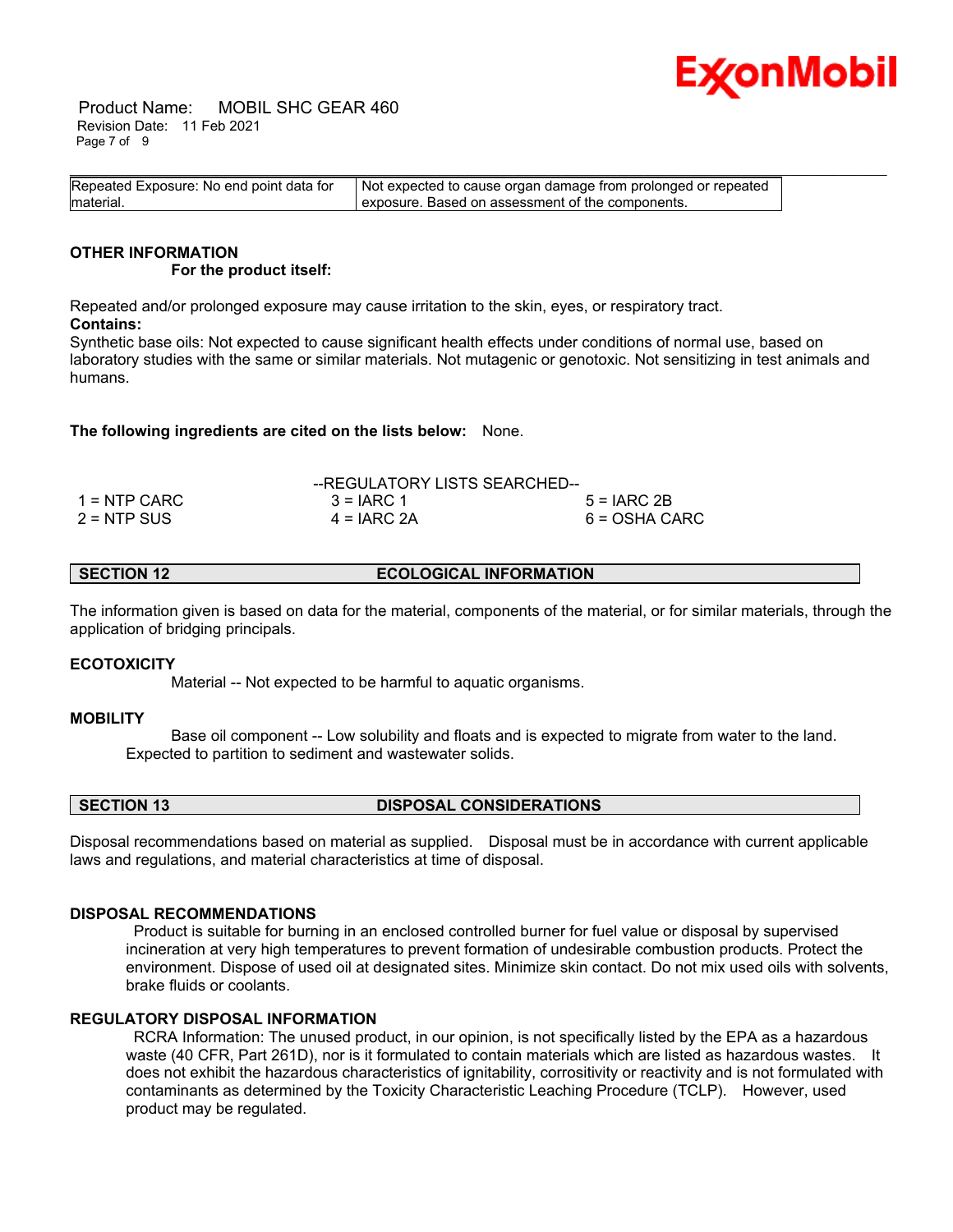| Repeated Exposure: No end point data for material. | Not expected to cause organ damage from prolonged or repeated exposure. Based on assessment of the components. |
|---|---|

### OTHER INFORMATION

**For the product itself:**

Repeated and/or prolonged exposure may cause irritation to the skin, eyes, or respiratory tract.

**Contains:**

Synthetic base oils: Not expected to cause significant health effects under conditions of normal use, based on laboratory studies with the same or similar materials. Not mutagenic or genotoxic. Not sensitizing in test animals and humans.

**The following ingredients are cited on the lists below:** None.

--REGULATORY LISTS SEARCHED--

| | | |
|---|---|---|
| 1 = NTP CARC | 3 = IARC 1 | 5 = IARC 2B |
| 2 = NTP SUS | 4 = IARC 2A | 6 = OSHA CARC |

## SECTION 12 ECOLOGICAL INFORMATION

The information given is based on data for the material, components of the material, or for similar materials, through the application of bridging principals.

### ECOTOXICITY

Material -- Not expected to be harmful to aquatic organisms.

### MOBILITY

Base oil component -- Low solubility and floats and is expected to migrate from water to the land. Expected to partition to sediment and wastewater solids.

## SECTION 13 DISPOSAL CONSIDERATIONS

Disposal recommendations based on material as supplied. Disposal must be in accordance with current applicable laws and regulations, and material characteristics at time of disposal.

### DISPOSAL RECOMMENDATIONS

Product is suitable for burning in an enclosed controlled burner for fuel value or disposal by supervised incineration at very high temperatures to prevent formation of undesirable combustion products. Protect the environment. Dispose of used oil at designated sites. Minimize skin contact. Do not mix used oils with solvents, brake fluids or coolants.

### REGULATORY DISPOSAL INFORMATION

RCRA Information: The unused product, in our opinion, is not specifically listed by the EPA as a hazardous waste (40 CFR, Part 261D), nor is it formulated to contain materials which are listed as hazardous wastes. It does not exhibit the hazardous characteristics of ignitability, corrositivity or reactivity and is not formulated with contaminants as determined by the Toxicity Characteristic Leaching Procedure (TCLP). However, used product may be regulated.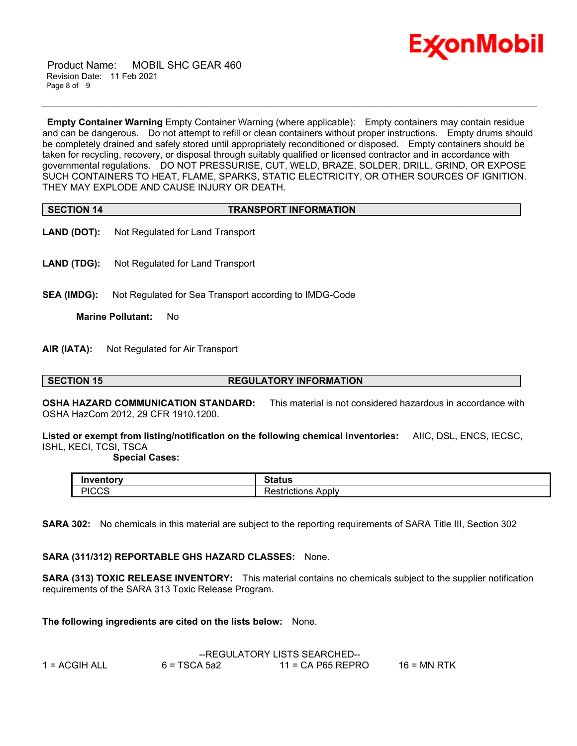**Empty Container Warning** Empty Container Warning (where applicable): Empty containers may contain residue and can be dangerous. Do not attempt to refill or clean containers without proper instructions. Empty drums should be completely drained and safely stored until appropriately reconditioned or disposed. Empty containers should be taken for recycling, recovery, or disposal through suitably qualified or licensed contractor and in accordance with governmental regulations. DO NOT PRESSURISE, CUT, WELD, BRAZE, SOLDER, DRILL, GRIND, OR EXPOSE SUCH CONTAINERS TO HEAT, FLAME, SPARKS, STATIC ELECTRICITY, OR OTHER SOURCES OF IGNITION. THEY MAY EXPLODE AND CAUSE INJURY OR DEATH.

## SECTION 14 TRANSPORT INFORMATION

**LAND (DOT):** Not Regulated for Land Transport

**LAND (TDG):** Not Regulated for Land Transport

**SEA (IMDG):** Not Regulated for Sea Transport according to IMDG-Code

**Marine Pollutant:** No

**AIR (IATA):** Not Regulated for Air Transport

## SECTION 15 REGULATORY INFORMATION

**OSHA HAZARD COMMUNICATION STANDARD:** This material is not considered hazardous in accordance with OSHA HazCom 2012, 29 CFR 1910.1200.

**Listed or exempt from listing/notification on the following chemical inventories:** AIIC, DSL, ENCS, IECSC, ISHL, KECI, TCSI, TSCA

**Special Cases:**

| Inventory | Status |
| --- | --- |
| PICCS | Restrictions Apply |

**SARA 302:** No chemicals in this material are subject to the reporting requirements of SARA Title III, Section 302

**SARA (311/312) REPORTABLE GHS HAZARD CLASSES:** None.

**SARA (313) TOXIC RELEASE INVENTORY:** This material contains no chemicals subject to the supplier notification requirements of the SARA 313 Toxic Release Program.

**The following ingredients are cited on the lists below:** None.

--REGULATORY LISTS SEARCHED--

1 = ACGIH ALL 6 = TSCA 5a2 11 = CA P65 REPRO 16 = MN RTK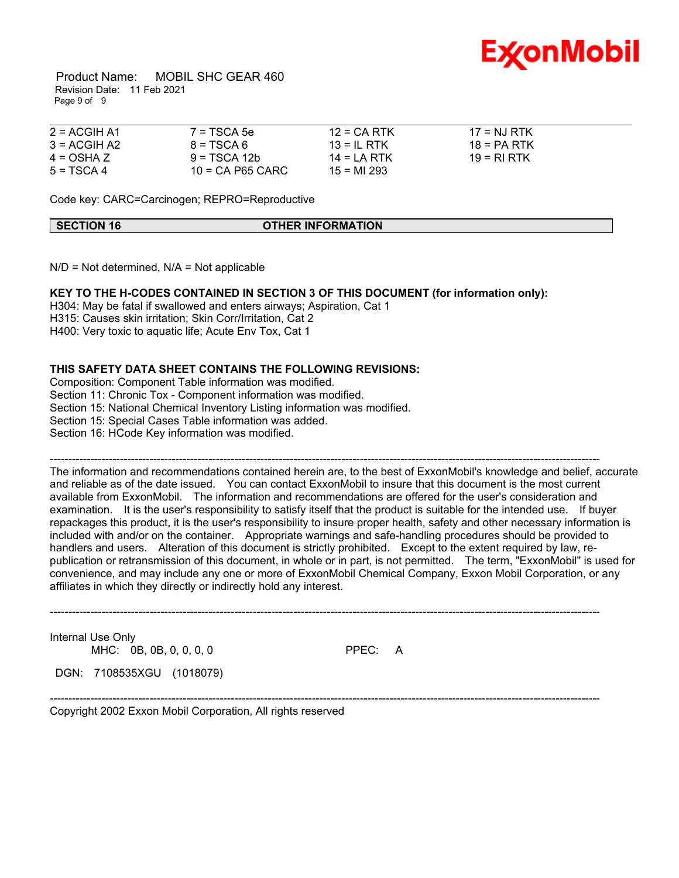| | | | |
|---|---|---|---|
| 2 = ACGIH A1 | 7 = TSCA 5e | 12 = CA RTK | 17 = NJ RTK |
| 3 = ACGIH A2 | 8 = TSCA 6 | 13 = IL RTK | 18 = PA RTK |
| 4 = OSHA Z | 9 = TSCA 12b | 14 = LA RTK | 19 = RI RTK |
| 5 = TSCA 4 | 10 = CA P65 CARC | 15 = MI 293 | |

Code key: CARC=Carcinogen; REPRO=Reproductive

## SECTION 16 OTHER INFORMATION

N/D = Not determined, N/A = Not applicable

**KEY TO THE H-CODES CONTAINED IN SECTION 3 OF THIS DOCUMENT (for information only):**

H304: May be fatal if swallowed and enters airways; Aspiration, Cat 1
H315: Causes skin irritation; Skin Corr/Irritation, Cat 2
H400: Very toxic to aquatic life; Acute Env Tox, Cat 1

**THIS SAFETY DATA SHEET CONTAINS THE FOLLOWING REVISIONS:**

Composition: Component Table information was modified.
Section 11: Chronic Tox - Component information was modified.
Section 15: National Chemical Inventory Listing information was modified.
Section 15: Special Cases Table information was added.
Section 16: HCode Key information was modified.

---

The information and recommendations contained herein are, to the best of ExxonMobil's knowledge and belief, accurate and reliable as of the date issued. You can contact ExxonMobil to insure that this document is the most current available from ExxonMobil. The information and recommendations are offered for the user's consideration and examination. It is the user's responsibility to satisfy itself that the product is suitable for the intended use. If buyer repackages this product, it is the user's responsibility to insure proper health, safety and other necessary information is included with and/or on the container. Appropriate warnings and safe-handling procedures should be provided to handlers and users. Alteration of this document is strictly prohibited. Except to the extent required by law, re-publication or retransmission of this document, in whole or in part, is not permitted. The term, "ExxonMobil" is used for convenience, and may include any one or more of ExxonMobil Chemical Company, Exxon Mobil Corporation, or any affiliates in which they directly or indirectly hold any interest.

---

Internal Use Only
MHC: 0B, 0B, 0, 0, 0, 0 PPEC: A

DGN: 7108535XGU (1018079)

---

Copyright 2002 Exxon Mobil Corporation, All rights reserved